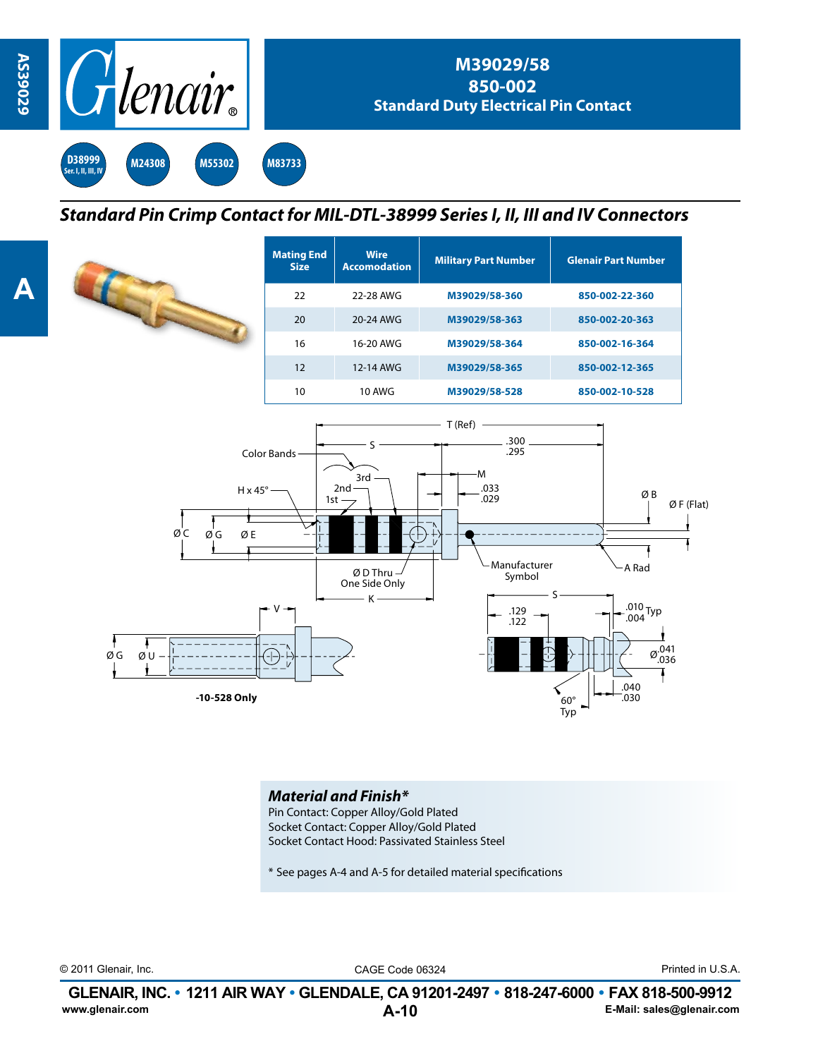# M39029/58
# 850-002
## Standard Duty Electrical Pin Contact

D38999 Ser. I, II, III, IV | M24308 | M55302 | M83733

## *Standard Pin Crimp Contact for MIL-DTL-38999 Series I, II, III and IV Connectors*

| Mating End Size | Wire Accomodation | Military Part Number | Glenair Part Number |
|---|---|---|---|
| 22 | 22-28 AWG | M39029/58-360 | 850-002-22-360 |
| 20 | 20-24 AWG | M39029/58-363 | 850-002-20-363 |
| 16 | 16-20 AWG | M39029/58-364 | 850-002-16-364 |
| 12 | 12-14 AWG | M39029/58-365 | 850-002-12-365 |
| 10 | 10 AWG | M39029/58-528 | 850-002-10-528 |

T (Ref)
S
.300
.295
Color Bands
3rd
2nd
1st
H x 45°
M
.033
.029
Ø B
Ø F (Flat)
Ø C
Ø G
Ø E
Ø D Thru One Side Only
Manufacturer Symbol
A Rad
K
V
Ø G
Ø U
-10-528 Only
S
.129
.122
.010
.004 Typ
Ø .041
.036
.040
.030
60° Typ

### *Material and Finish**

Pin Contact: Copper Alloy/Gold Plated
Socket Contact: Copper Alloy/Gold Plated
Socket Contact Hood: Passivated Stainless Steel

* See pages A-4 and A-5 for detailed material specifications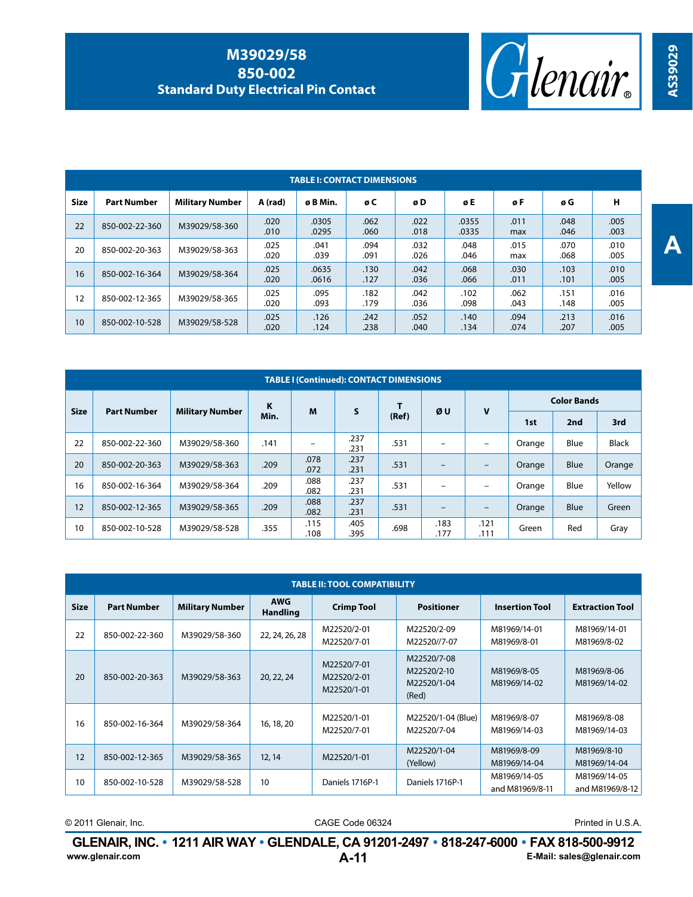# M39029/58
# 850-002
## Standard Duty Electrical Pin Contact

AS39029

A

| TABLE I: CONTACT DIMENSIONS | | | | | | | | | | |
|---|---|---|---|---|---|---|---|---|---|---|
| Size | Part Number | Military Number | A (rad) | ø B Min. | ø C | ø D | ø E | ø F | ø G | H |
| 22 | 850-002-22-360 | M39029/58-360 | .020 .010 | .0305 .0295 | .062 .060 | .022 .018 | .0355 .0335 | .011 max | .048 .046 | .005 .003 |
| 20 | 850-002-20-363 | M39029/58-363 | .025 .020 | .041 .039 | .094 .091 | .032 .026 | .048 .046 | .015 max | .070 .068 | .010 .005 |
| 16 | 850-002-16-364 | M39029/58-364 | .025 .020 | .0635 .0616 | .130 .127 | .042 .036 | .068 .066 | .030 .011 | .103 .101 | .010 .005 |
| 12 | 850-002-12-365 | M39029/58-365 | .025 .020 | .095 .093 | .182 .179 | .042 .036 | .102 .098 | .062 .043 | .151 .148 | .016 .005 |
| 10 | 850-002-10-528 | M39029/58-528 | .025 .020 | .126 .124 | .242 .238 | .052 .040 | .140 .134 | .094 .074 | .213 .207 | .016 .005 |

| TABLE I (Continued): CONTACT DIMENSIONS | | | | | | | | | | | |
|---|---|---|---|---|---|---|---|---|---|---|---|
| Size | Part Number | Military Number | K Min. | M | S | T (Ref) | Ø U | V | Color Bands | | |
| | | | | | | | | | 1st | 2nd | 3rd |
| 22 | 850-002-22-360 | M39029/58-360 | .141 | – | .237 .231 | .531 | – | – | Orange | Blue | Black |
| 20 | 850-002-20-363 | M39029/58-363 | .209 | .078 .072 | .237 .231 | .531 | – | – | Orange | Blue | Orange |
| 16 | 850-002-16-364 | M39029/58-364 | .209 | .088 .082 | .237 .231 | .531 | – | – | Orange | Blue | Yellow |
| 12 | 850-002-12-365 | M39029/58-365 | .209 | .088 .082 | .237 .231 | .531 | – | – | Orange | Blue | Green |
| 10 | 850-002-10-528 | M39029/58-528 | .355 | .115 .108 | .405 .395 | .698 | .183 .177 | .121 .111 | Green | Red | Gray |

| TABLE II: TOOL COMPATIBILITY | | | | | | | |
|---|---|---|---|---|---|---|---|
| Size | Part Number | Military Number | AWG Handling | Crimp Tool | Positioner | Insertion Tool | Extraction Tool |
| 22 | 850-002-22-360 | M39029/58-360 | 22, 24, 26, 28 | M22520/2-01 M22520/7-01 | M22520/2-09 M22520//7-07 | M81969/14-01 M81969/8-01 | M81969/14-01 M81969/8-02 |
| 20 | 850-002-20-363 | M39029/58-363 | 20, 22, 24 | M22520/7-01 M22520/2-01 M22520/1-01 | M22520/7-08 M22520/2-10 M22520/1-04 (Red) | M81969/8-05 M81969/14-02 | M81969/8-06 M81969/14-02 |
| 16 | 850-002-16-364 | M39029/58-364 | 16, 18, 20 | M22520/1-01 M22520/7-01 | M22520/1-04 (Blue) M22520/7-04 | M81969/8-07 M81969/14-03 | M81969/8-08 M81969/14-03 |
| 12 | 850-002-12-365 | M39029/58-365 | 12, 14 | M22520/1-01 | M22520/1-04 (Yellow) | M81969/8-09 M81969/14-04 | M81969/8-10 M81969/14-04 |
| 10 | 850-002-10-528 | M39029/58-528 | 10 | Daniels 1716P-1 | Daniels 1716P-1 | M81969/14-05 and M81969/8-11 | M81969/14-05 and M81969/8-12 |

© 2011 Glenair, Inc. CAGE Code 06324 Printed in U.S.A.

**GLENAIR, INC. • 1211 AIR WAY • GLENDALE, CA 91201-2497 • 818-247-6000 • FAX 818-500-9912**

www.glenair.com E-Mail: sales@glenair.com